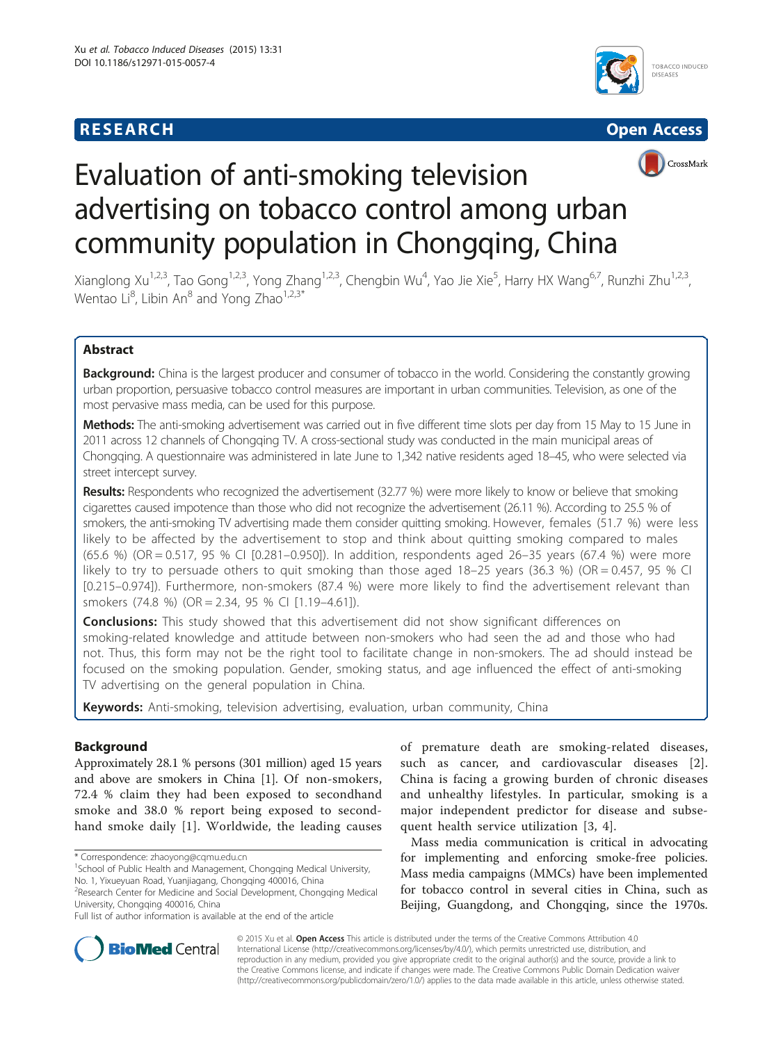RESEARCH Open Access

# Evaluation of anti-smoking television advertising on tobacco control among urban community population in Chongqing, China

Xianglong Xu[1,2,3], Tao Gong[1,2,3], Yong Zhang[1,2,3], Chengbin Wu[4], Yao Jie Xie[5], Harry HX Wang[6,7], Runzhi Zhu[1,2,3], Wentao Li[8], Libin An[8] and Yong Zhao[1,2,3*]

## Abstract

**Background:** China is the largest producer and consumer of tobacco in the world. Considering the constantly growing urban proportion, persuasive tobacco control measures are important in urban communities. Television, as one of the most pervasive mass media, can be used for this purpose.

**Methods:** The anti-smoking advertisement was carried out in five different time slots per day from 15 May to 15 June in 2011 across 12 channels of Chongqing TV. A cross-sectional study was conducted in the main municipal areas of Chongqing. A questionnaire was administered in late June to 1,342 native residents aged 18–45, who were selected via street intercept survey.

**Results:** Respondents who recognized the advertisement (32.77 %) were more likely to know or believe that smoking cigarettes caused impotence than those who did not recognize the advertisement (26.11 %). According to 25.5 % of smokers, the anti-smoking TV advertising made them consider quitting smoking. However, females (51.7 %) were less likely to be affected by the advertisement to stop and think about quitting smoking compared to males (65.6 %) (OR = 0.517, 95 % CI [0.281–0.950]). In addition, respondents aged 26–35 years (67.4 %) were more likely to try to persuade others to quit smoking than those aged 18–25 years (36.3 %) (OR = 0.457, 95 % CI [0.215–0.974]). Furthermore, non-smokers (87.4 %) were more likely to find the advertisement relevant than smokers (74.8 %) (OR = 2.34, 95 % CI [1.19–4.61]).

**Conclusions:** This study showed that this advertisement did not show significant differences on smoking-related knowledge and attitude between non-smokers who had seen the ad and those who had not. Thus, this form may not be the right tool to facilitate change in non-smokers. The ad should instead be focused on the smoking population. Gender, smoking status, and age influenced the effect of anti-smoking TV advertising on the general population in China.

**Keywords:** Anti-smoking, television advertising, evaluation, urban community, China

## Background

Approximately 28.1 % persons (301 million) aged 15 years and above are smokers in China [1]. Of non-smokers, 72.4 % claim they had been exposed to secondhand smoke and 38.0 % report being exposed to secondhand smoke daily [1]. Worldwide, the leading causes of premature death are smoking-related diseases, such as cancer, and cardiovascular diseases [2]. China is facing a growing burden of chronic diseases and unhealthy lifestyles. In particular, smoking is a major independent predictor for disease and subsequent health service utilization [3, 4].

Mass media communication is critical in advocating for implementing and enforcing smoke-free policies. Mass media campaigns (MMCs) have been implemented for tobacco control in several cities in China, such as Beijing, Guangdong, and Chongqing, since the 1970s.

\* Correspondence: zhaoyong@cqmu.edu.cn
[1]School of Public Health and Management, Chongqing Medical University, No. 1, Yixueyuan Road, Yuanjiagang, Chongqing 400016, China
[2]Research Center for Medicine and Social Development, Chongqing Medical University, Chongqing 400016, China
Full list of author information is available at the end of the article

© 2015 Xu et al. **Open Access** This article is distributed under the terms of the Creative Commons Attribution 4.0 International License (http://creativecommons.org/licenses/by/4.0/), which permits unrestricted use, distribution, and reproduction in any medium, provided you give appropriate credit to the original author(s) and the source, provide a link to the Creative Commons license, and indicate if changes were made. The Creative Commons Public Domain Dedication waiver (http://creativecommons.org/publicdomain/zero/1.0/) applies to the data made available in this article, unless otherwise stated.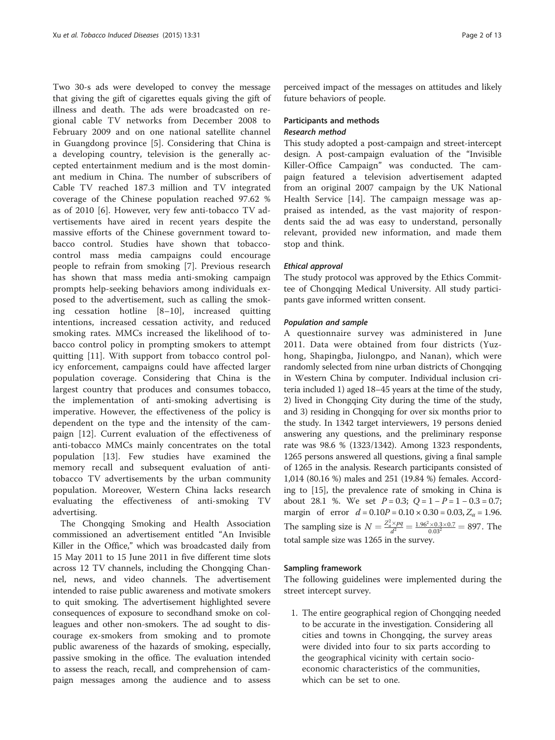Two 30-s ads were developed to convey the message that giving the gift of cigarettes equals giving the gift of illness and death. The ads were broadcasted on regional cable TV networks from December 2008 to February 2009 and on one national satellite channel in Guangdong province [5]. Considering that China is a developing country, television is the generally accepted entertainment medium and is the most dominant medium in China. The number of subscribers of Cable TV reached 187.3 million and TV integrated coverage of the Chinese population reached 97.62 % as of 2010 [6]. However, very few anti-tobacco TV advertisements have aired in recent years despite the massive efforts of the Chinese government toward tobacco control. Studies have shown that tobacco-control mass media campaigns could encourage people to refrain from smoking [7]. Previous research has shown that mass media anti-smoking campaign prompts help-seeking behaviors among individuals exposed to the advertisement, such as calling the smoking cessation hotline [8–10], increased quitting intentions, increased cessation activity, and reduced smoking rates. MMCs increased the likelihood of tobacco control policy in prompting smokers to attempt quitting [11]. With support from tobacco control policy enforcement, campaigns could have affected larger population coverage. Considering that China is the largest country that produces and consumes tobacco, the implementation of anti-smoking advertising is imperative. However, the effectiveness of the policy is dependent on the type and the intensity of the campaign [12]. Current evaluation of the effectiveness of anti-tobacco MMCs mainly concentrates on the total population [13]. Few studies have examined the memory recall and subsequent evaluation of anti-tobacco TV advertisements by the urban community population. Moreover, Western China lacks research evaluating the effectiveness of anti-smoking TV advertising.

The Chongqing Smoking and Health Association commissioned an advertisement entitled "An Invisible Killer in the Office," which was broadcasted daily from 15 May 2011 to 15 June 2011 in five different time slots across 12 TV channels, including the Chongqing Channel, news, and video channels. The advertisement intended to raise public awareness and motivate smokers to quit smoking. The advertisement highlighted severe consequences of exposure to secondhand smoke on colleagues and other non-smokers. The ad sought to discourage ex-smokers from smoking and to promote public awareness of the hazards of smoking, especially, passive smoking in the office. The evaluation intended to assess the reach, recall, and comprehension of campaign messages among the audience and to assess perceived impact of the messages on attitudes and likely future behaviors of people.

## Participants and methods

### Research method

This study adopted a post-campaign and street-intercept design. A post-campaign evaluation of the "Invisible Killer-Office Campaign" was conducted. The campaign featured a television advertisement adapted from an original 2007 campaign by the UK National Health Service [14]. The campaign message was appraised as intended, as the vast majority of respondents said the ad was easy to understand, personally relevant, provided new information, and made them stop and think.

### Ethical approval

The study protocol was approved by the Ethics Committee of Chongqing Medical University. All study participants gave informed written consent.

### Population and sample

A questionnaire survey was administered in June 2011. Data were obtained from four districts (Yuzhong, Shapingba, Jiulongpo, and Nanan), which were randomly selected from nine urban districts of Chongqing in Western China by computer. Individual inclusion criteria included 1) aged 18–45 years at the time of the study, 2) lived in Chongqing City during the time of the study, and 3) residing in Chongqing for over six months prior to the study. In 1342 target interviewers, 19 persons denied answering any questions, and the preliminary response rate was 98.6 % (1323/1342). Among 1323 respondents, 1265 persons answered all questions, giving a final sample of 1265 in the analysis. Research participants consisted of 1,014 (80.16 %) males and 251 (19.84 %) females. According to [15], the prevalence rate of smoking in China is about 28.1 %. We set $P = 0.3$; $Q = 1 - P = 1 - 0.3 = 0.7$; margin of error $d = 0.10P = 0.10 \times 0.30 = 0.03$, $Z_\alpha = 1.96$. The sampling size is $N = \frac{Z_\alpha^2 \times pq}{d^2} = \frac{1.96^2 \times 0.3 \times 0.7}{0.03^2} = 897$. The total sample size was 1265 in the survey.

### Sampling framework

The following guidelines were implemented during the street intercept survey.

1. The entire geographical region of Chongqing needed to be accurate in the investigation. Considering all cities and towns in Chongqing, the survey areas were divided into four to six parts according to the geographical vicinity with certain socio-economic characteristics of the communities, which can be set to one.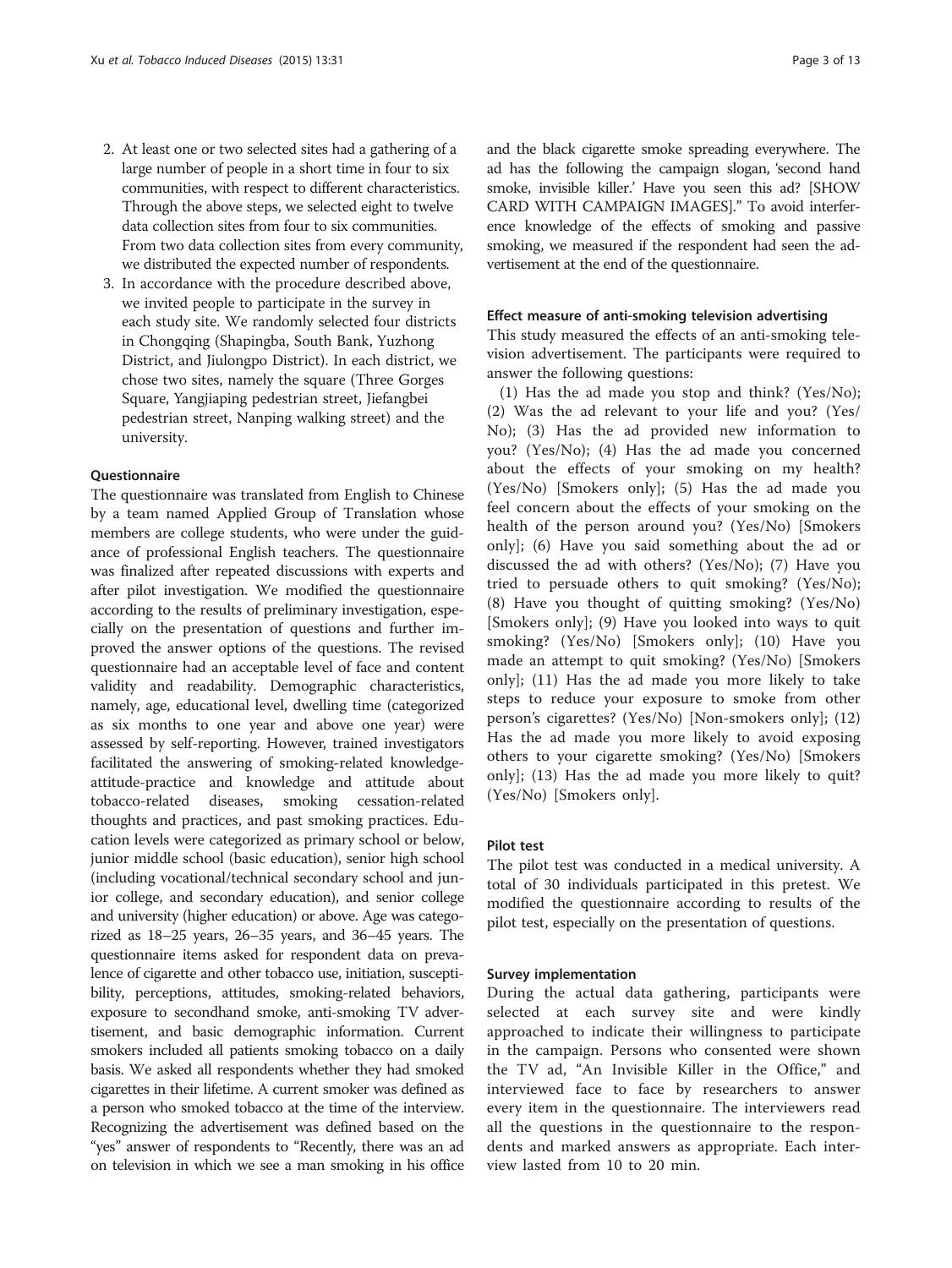2. At least one or two selected sites had a gathering of a large number of people in a short time in four to six communities, with respect to different characteristics. Through the above steps, we selected eight to twelve data collection sites from four to six communities. From two data collection sites from every community, we distributed the expected number of respondents.
3. In accordance with the procedure described above, we invited people to participate in the survey in each study site. We randomly selected four districts in Chongqing (Shapingba, South Bank, Yuzhong District, and Jiulongpo District). In each district, we chose two sites, namely the square (Three Gorges Square, Yangjiaping pedestrian street, Jiefangbei pedestrian street, Nanping walking street) and the university.

#### Questionnaire

The questionnaire was translated from English to Chinese by a team named Applied Group of Translation whose members are college students, who were under the guidance of professional English teachers. The questionnaire was finalized after repeated discussions with experts and after pilot investigation. We modified the questionnaire according to the results of preliminary investigation, especially on the presentation of questions and further improved the answer options of the questions. The revised questionnaire had an acceptable level of face and content validity and readability. Demographic characteristics, namely, age, educational level, dwelling time (categorized as six months to one year and above one year) were assessed by self-reporting. However, trained investigators facilitated the answering of smoking-related knowledge-attitude-practice and knowledge and attitude about tobacco-related diseases, smoking cessation-related thoughts and practices, and past smoking practices. Education levels were categorized as primary school or below, junior middle school (basic education), senior high school (including vocational/technical secondary school and junior college, and secondary education), and senior college and university (higher education) or above. Age was categorized as 18–25 years, 26–35 years, and 36–45 years. The questionnaire items asked for respondent data on prevalence of cigarette and other tobacco use, initiation, susceptibility, perceptions, attitudes, smoking-related behaviors, exposure to secondhand smoke, anti-smoking TV advertisement, and basic demographic information. Current smokers included all patients smoking tobacco on a daily basis. We asked all respondents whether they had smoked cigarettes in their lifetime. A current smoker was defined as a person who smoked tobacco at the time of the interview. Recognizing the advertisement was defined based on the "yes" answer of respondents to "Recently, there was an ad on television in which we see a man smoking in his office and the black cigarette smoke spreading everywhere. The ad has the following the campaign slogan, 'second hand smoke, invisible killer.' Have you seen this ad? [SHOW CARD WITH CAMPAIGN IMAGES]." To avoid interference knowledge of the effects of smoking and passive smoking, we measured if the respondent had seen the advertisement at the end of the questionnaire.

#### Effect measure of anti-smoking television advertising

This study measured the effects of an anti-smoking television advertisement. The participants were required to answer the following questions:

(1) Has the ad made you stop and think? (Yes/No); (2) Was the ad relevant to your life and you? (Yes/No); (3) Has the ad provided new information to you? (Yes/No); (4) Has the ad made you concerned about the effects of your smoking on my health? (Yes/No) [Smokers only]; (5) Has the ad made you feel concern about the effects of your smoking on the health of the person around you? (Yes/No) [Smokers only]; (6) Have you said something about the ad or discussed the ad with others? (Yes/No); (7) Have you tried to persuade others to quit smoking? (Yes/No); (8) Have you thought of quitting smoking? (Yes/No) [Smokers only]; (9) Have you looked into ways to quit smoking? (Yes/No) [Smokers only]; (10) Have you made an attempt to quit smoking? (Yes/No) [Smokers only]; (11) Has the ad made you more likely to take steps to reduce your exposure to smoke from other person's cigarettes? (Yes/No) [Non-smokers only]; (12) Has the ad made you more likely to avoid exposing others to your cigarette smoking? (Yes/No) [Smokers only]; (13) Has the ad made you more likely to quit? (Yes/No) [Smokers only].

#### Pilot test

The pilot test was conducted in a medical university. A total of 30 individuals participated in this pretest. We modified the questionnaire according to results of the pilot test, especially on the presentation of questions.

#### Survey implementation

During the actual data gathering, participants were selected at each survey site and were kindly approached to indicate their willingness to participate in the campaign. Persons who consented were shown the TV ad, "An Invisible Killer in the Office," and interviewed face to face by researchers to answer every item in the questionnaire. The interviewers read all the questions in the questionnaire to the respondents and marked answers as appropriate. Each interview lasted from 10 to 20 min.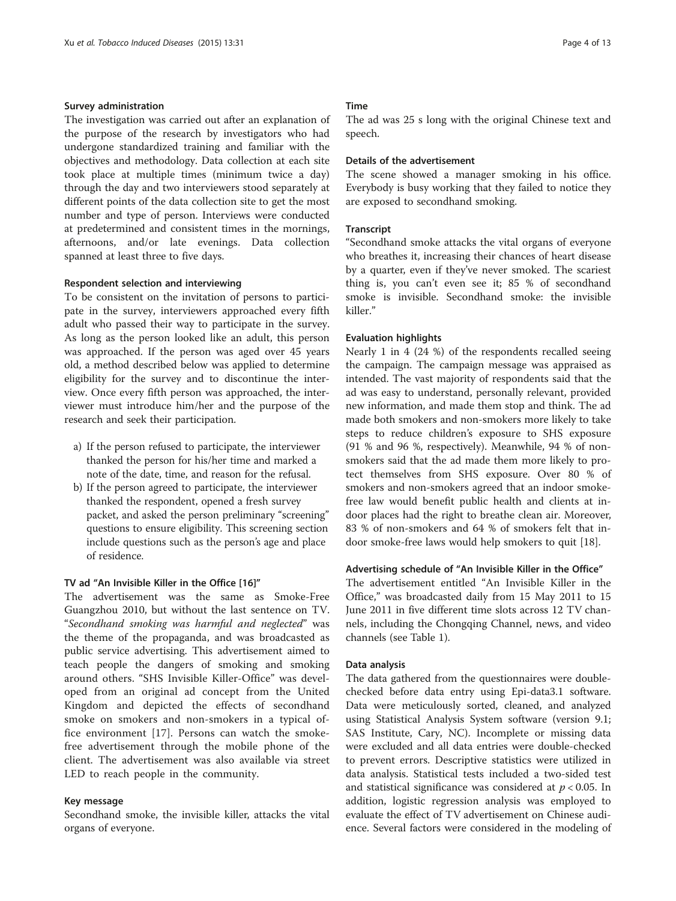#### Survey administration

The investigation was carried out after an explanation of the purpose of the research by investigators who had undergone standardized training and familiar with the objectives and methodology. Data collection at each site took place at multiple times (minimum twice a day) through the day and two interviewers stood separately at different points of the data collection site to get the most number and type of person. Interviews were conducted at predetermined and consistent times in the mornings, afternoons, and/or late evenings. Data collection spanned at least three to five days.

#### Respondent selection and interviewing

To be consistent on the invitation of persons to participate in the survey, interviewers approached every fifth adult who passed their way to participate in the survey. As long as the person looked like an adult, this person was approached. If the person was aged over 45 years old, a method described below was applied to determine eligibility for the survey and to discontinue the interview. Once every fifth person was approached, the interviewer must introduce him/her and the purpose of the research and seek their participation.

a) If the person refused to participate, the interviewer thanked the person for his/her time and marked a note of the date, time, and reason for the refusal.
b) If the person agreed to participate, the interviewer thanked the respondent, opened a fresh survey packet, and asked the person preliminary "screening" questions to ensure eligibility. This screening section include questions such as the person's age and place of residence.

#### TV ad "An Invisible Killer in the Office [16]"

The advertisement was the same as Smoke-Free Guangzhou 2010, but without the last sentence on TV. "*Secondhand smoking was harmful and neglected*" was the theme of the propaganda, and was broadcasted as public service advertising. This advertisement aimed to teach people the dangers of smoking and smoking around others. "SHS Invisible Killer-Office" was developed from an original ad concept from the United Kingdom and depicted the effects of secondhand smoke on smokers and non-smokers in a typical office environment [17]. Persons can watch the smoke-free advertisement through the mobile phone of the client. The advertisement was also available via street LED to reach people in the community.

#### Key message

Secondhand smoke, the invisible killer, attacks the vital organs of everyone.

#### Time

The ad was 25 s long with the original Chinese text and speech.

#### Details of the advertisement

The scene showed a manager smoking in his office. Everybody is busy working that they failed to notice they are exposed to secondhand smoking.

#### Transcript

"Secondhand smoke attacks the vital organs of everyone who breathes it, increasing their chances of heart disease by a quarter, even if they've never smoked. The scariest thing is, you can't even see it; 85 % of secondhand smoke is invisible. Secondhand smoke: the invisible killer."

#### Evaluation highlights

Nearly 1 in 4 (24 %) of the respondents recalled seeing the campaign. The campaign message was appraised as intended. The vast majority of respondents said that the ad was easy to understand, personally relevant, provided new information, and made them stop and think. The ad made both smokers and non-smokers more likely to take steps to reduce children's exposure to SHS exposure (91 % and 96 %, respectively). Meanwhile, 94 % of non-smokers said that the ad made them more likely to protect themselves from SHS exposure. Over 80 % of smokers and non-smokers agreed that an indoor smoke-free law would benefit public health and clients at indoor places had the right to breathe clean air. Moreover, 83 % of non-smokers and 64 % of smokers felt that indoor smoke-free laws would help smokers to quit [18].

#### Advertising schedule of "An Invisible Killer in the Office"

The advertisement entitled "An Invisible Killer in the Office," was broadcasted daily from 15 May 2011 to 15 June 2011 in five different time slots across 12 TV channels, including the Chongqing Channel, news, and video channels (see Table 1).

#### Data analysis

The data gathered from the questionnaires were double-checked before data entry using Epi-data3.1 software. Data were meticulously sorted, cleaned, and analyzed using Statistical Analysis System software (version 9.1; SAS Institute, Cary, NC). Incomplete or missing data were excluded and all data entries were double-checked to prevent errors. Descriptive statistics were utilized in data analysis. Statistical tests included a two-sided test and statistical significance was considered at $p < 0.05$. In addition, logistic regression analysis was employed to evaluate the effect of TV advertisement on Chinese audience. Several factors were considered in the modeling of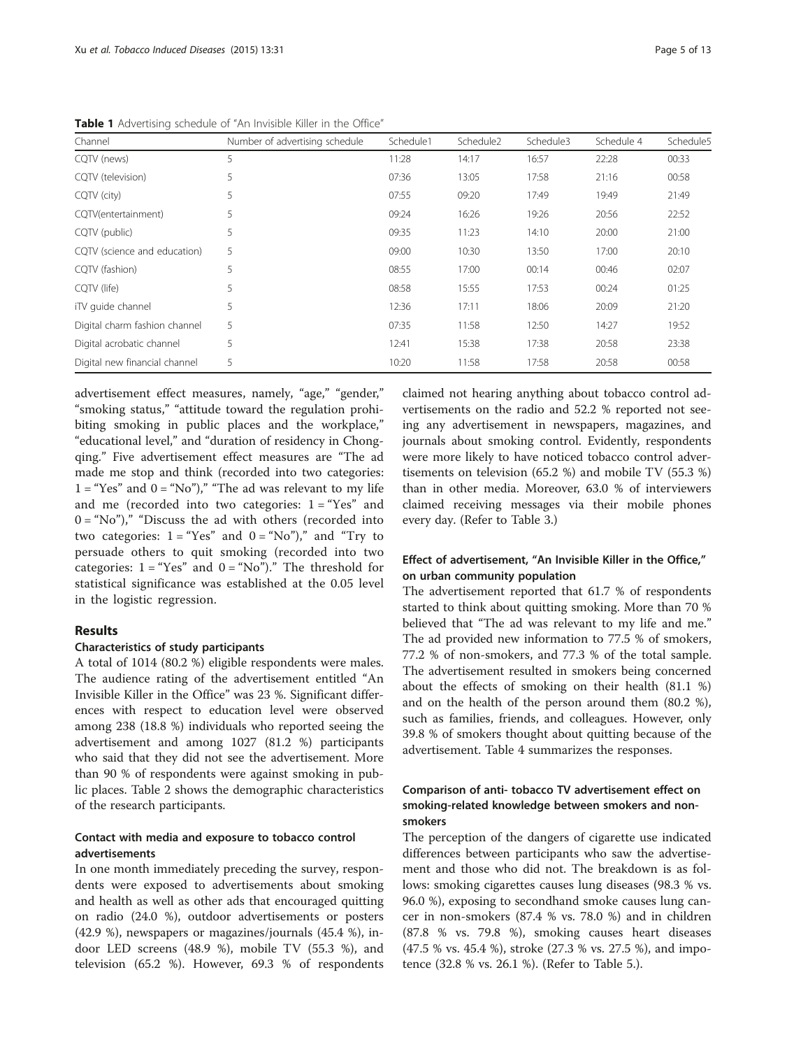**Table 1** Advertising schedule of "An Invisible Killer in the Office"

| Channel | Number of advertising schedule | Schedule1 | Schedule2 | Schedule3 | Schedule 4 | Schedule5 |
|---|---|---|---|---|---|---|
| CQTV (news) | 5 | 11:28 | 14:17 | 16:57 | 22:28 | 00:33 |
| CQTV (television) | 5 | 07:36 | 13:05 | 17:58 | 21:16 | 00:58 |
| CQTV (city) | 5 | 07:55 | 09:20 | 17:49 | 19:49 | 21:49 |
| CQTV(entertainment) | 5 | 09:24 | 16:26 | 19:26 | 20:56 | 22:52 |
| CQTV (public) | 5 | 09:35 | 11:23 | 14:10 | 20:00 | 21:00 |
| CQTV (science and education) | 5 | 09:00 | 10:30 | 13:50 | 17:00 | 20:10 |
| CQTV (fashion) | 5 | 08:55 | 17:00 | 00:14 | 00:46 | 02:07 |
| CQTV (life) | 5 | 08:58 | 15:55 | 17:53 | 00:24 | 01:25 |
| iTV guide channel | 5 | 12:36 | 17:11 | 18:06 | 20:09 | 21:20 |
| Digital charm fashion channel | 5 | 07:35 | 11:58 | 12:50 | 14:27 | 19:52 |
| Digital acrobatic channel | 5 | 12:41 | 15:38 | 17:38 | 20:58 | 23:38 |
| Digital new financial channel | 5 | 10:20 | 11:58 | 17:58 | 20:58 | 00:58 |

advertisement effect measures, namely, "age," "gender," "smoking status," "attitude toward the regulation prohibiting smoking in public places and the workplace," "educational level," and "duration of residency in Chongqing." Five advertisement effect measures are "The ad made me stop and think (recorded into two categories: 1 = "Yes" and 0 = "No")," "The ad was relevant to my life and me (recorded into two categories: 1 = "Yes" and 0 = "No")," "Discuss the ad with others (recorded into two categories: 1 = "Yes" and 0 = "No")," and "Try to persuade others to quit smoking (recorded into two categories: 1 = "Yes" and 0 = "No")." The threshold for statistical significance was established at the 0.05 level in the logistic regression.

## Results

### Characteristics of study participants

A total of 1014 (80.2 %) eligible respondents were males. The audience rating of the advertisement entitled "An Invisible Killer in the Office" was 23 %. Significant differences with respect to education level were observed among 238 (18.8 %) individuals who reported seeing the advertisement and among 1027 (81.2 %) participants who said that they did not see the advertisement. More than 90 % of respondents were against smoking in public places. Table 2 shows the demographic characteristics of the research participants.

### Contact with media and exposure to tobacco control advertisements

In one month immediately preceding the survey, respondents were exposed to advertisements about smoking and health as well as other ads that encouraged quitting on radio (24.0 %), outdoor advertisements or posters (42.9 %), newspapers or magazines/journals (45.4 %), indoor LED screens (48.9 %), mobile TV (55.3 %), and television (65.2 %). However, 69.3 % of respondents claimed not hearing anything about tobacco control advertisements on the radio and 52.2 % reported not seeing any advertisement in newspapers, magazines, and journals about smoking control. Evidently, respondents were more likely to have noticed tobacco control advertisements on television (65.2 %) and mobile TV (55.3 %) than in other media. Moreover, 63.0 % of interviewers claimed receiving messages via their mobile phones every day. (Refer to Table 3.)

### Effect of advertisement, "An Invisible Killer in the Office," on urban community population

The advertisement reported that 61.7 % of respondents started to think about quitting smoking. More than 70 % believed that "The ad was relevant to my life and me." The ad provided new information to 77.5 % of smokers, 77.2 % of non-smokers, and 77.3 % of the total sample. The advertisement resulted in smokers being concerned about the effects of smoking on their health (81.1 %) and on the health of the person around them (80.2 %), such as families, friends, and colleagues. However, only 39.8 % of smokers thought about quitting because of the advertisement. Table 4 summarizes the responses.

### Comparison of anti- tobacco TV advertisement effect on smoking-related knowledge between smokers and non-smokers

The perception of the dangers of cigarette use indicated differences between participants who saw the advertisement and those who did not. The breakdown is as follows: smoking cigarettes causes lung diseases (98.3 % vs. 96.0 %), exposing to secondhand smoke causes lung cancer in non-smokers (87.4 % vs. 78.0 %) and in children (87.8 % vs. 79.8 %), smoking causes heart diseases (47.5 % vs. 45.4 %), stroke (27.3 % vs. 27.5 %), and impotence (32.8 % vs. 26.1 %). (Refer to Table 5.)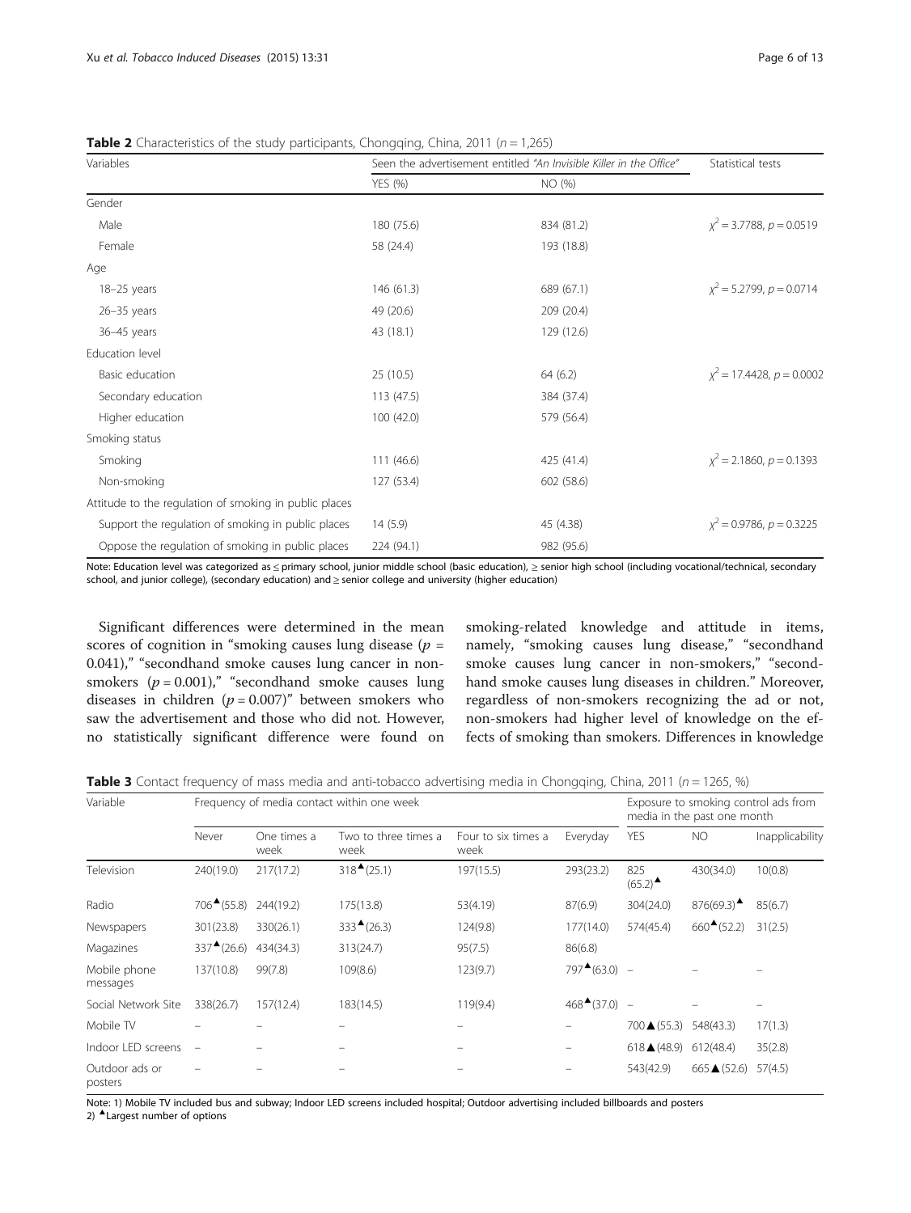**Table 2** Characteristics of the study participants, Chongqing, China, 2011 ($n = 1{,}265$)

| Variables | Seen the advertisement entitled *"An Invisible Killer in the Office"* | | Statistical tests |
|---|---|---|---|
| | YES (%) | NO (%) | |
| Gender | | | |
| Male | 180 (75.6) | 834 (81.2) | $\chi^2 = 3.7788$, $p = 0.0519$ |
| Female | 58 (24.4) | 193 (18.8) | |
| Age | | | |
| 18–25 years | 146 (61.3) | 689 (67.1) | $\chi^2 = 5.2799$, $p = 0.0714$ |
| 26–35 years | 49 (20.6) | 209 (20.4) | |
| 36–45 years | 43 (18.1) | 129 (12.6) | |
| Education level | | | |
| Basic education | 25 (10.5) | 64 (6.2) | $\chi^2 = 17.4428$, $p = 0.0002$ |
| Secondary education | 113 (47.5) | 384 (37.4) | |
| Higher education | 100 (42.0) | 579 (56.4) | |
| Smoking status | | | |
| Smoking | 111 (46.6) | 425 (41.4) | $\chi^2 = 2.1860$, $p = 0.1393$ |
| Non-smoking | 127 (53.4) | 602 (58.6) | |
| Attitude to the regulation of smoking in public places | | | |
| Support the regulation of smoking in public places | 14 (5.9) | 45 (4.38) | $\chi^2 = 0.9786$, $p = 0.3225$ |
| Oppose the regulation of smoking in public places | 224 (94.1) | 982 (95.6) | |

Note: Education level was categorized as ≤ primary school, junior middle school (basic education), ≥ senior high school (including vocational/technical, secondary school, and junior college), (secondary education) and ≥ senior college and university (higher education)

Significant differences were determined in the mean scores of cognition in "smoking causes lung disease ($p = 0.041$)," "secondhand smoke causes lung cancer in non-smokers ($p = 0.001$)," "secondhand smoke causes lung diseases in children ($p = 0.007$)" between smokers who saw the advertisement and those who did not. However, no statistically significant difference were found on smoking-related knowledge and attitude in items, namely, "smoking causes lung disease," "secondhand smoke causes lung cancer in non-smokers," "secondhand smoke causes lung diseases in children." Moreover, regardless of non-smokers recognizing the ad or not, non-smokers had higher level of knowledge on the effects of smoking than smokers. Differences in knowledge

**Table 3** Contact frequency of mass media and anti-tobacco advertising media in Chongqing, China, 2011 ($n = 1265$, %)

| Variable | Frequency of media contact within one week | | | | | Exposure to smoking control ads from media in the past one month | | |
|---|---|---|---|---|---|---|---|---|
| | Never | One times a week | Two to three times a week | Four to six times a week | Everyday | YES | NO | Inapplicability |
| Television | 240(19.0) | 217(17.2) | 318▲(25.1) | 197(15.5) | 293(23.2) | 825 (65.2)▲ | 430(34.0) | 10(0.8) |
| Radio | 706▲(55.8) | 244(19.2) | 175(13.8) | 53(4.19) | 87(6.9) | 304(24.0) | 876(69.3)▲ | 85(6.7) |
| Newspapers | 301(23.8) | 330(26.1) | 333▲(26.3) | 124(9.8) | 177(14.0) | 574(45.4) | 660▲(52.2) | 31(2.5) |
| Magazines | 337▲(26.6) | 434(34.3) | 313(24.7) | 95(7.5) | 86(6.8) | | | |
| Mobile phone messages | 137(10.8) | 99(7.8) | 109(8.6) | 123(9.7) | 797▲(63.0) | – | – | – |
| Social Network Site | 338(26.7) | 157(12.4) | 183(14.5) | 119(9.4) | 468▲(37.0) | – | – | – |
| Mobile TV | – | – | – | – | – | 700▲(55.3) | 548(43.3) | 17(1.3) |
| Indoor LED screens | – | – | – | – | – | 618▲(48.9) | 612(48.4) | 35(2.8) |
| Outdoor ads or posters | – | – | – | – | – | 543(42.9) | 665▲(52.6) | 57(4.5) |

Note: 1) Mobile TV included bus and subway; Indoor LED screens included hospital; Outdoor advertising included billboards and posters
2) ▲Largest number of options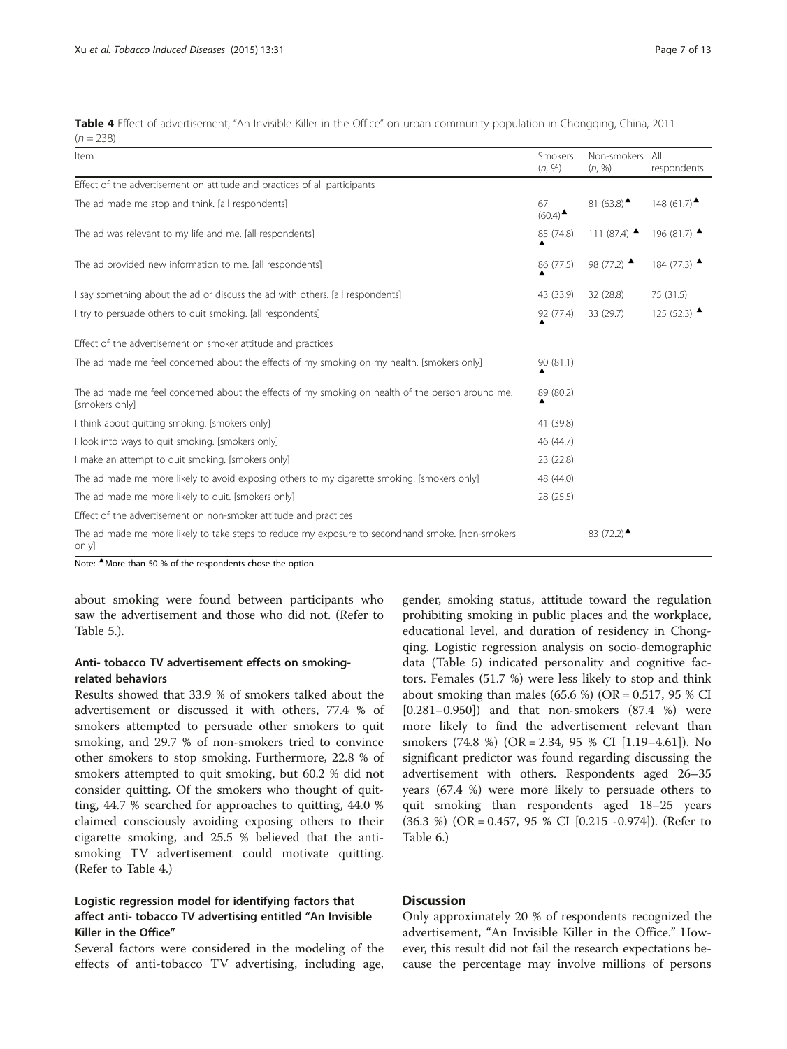**Table 4** Effect of advertisement, "An Invisible Killer in the Office" on urban community population in Chongqing, China, 2011 (*n* = 238)

| Item | Smokers (*n*, %) | Non-smokers (*n*, %) | All respondents |
|---|---|---|---|
| Effect of the advertisement on attitude and practices of all participants | | | |
| The ad made me stop and think. [all respondents] | 67 (60.4)▲ | 81 (63.8)▲ | 148 (61.7)▲ |
| The ad was relevant to my life and me. [all respondents] | 85 (74.8) ▲ | 111 (87.4) ▲ | 196 (81.7) ▲ |
| The ad provided new information to me. [all respondents] | 86 (77.5) ▲ | 98 (77.2) ▲ | 184 (77.3) ▲ |
| I say something about the ad or discuss the ad with others. [all respondents] | 43 (33.9) | 32 (28.8) | 75 (31.5) |
| I try to persuade others to quit smoking. [all respondents] | 92 (77.4) ▲ | 33 (29.7) | 125 (52.3) ▲ |
| Effect of the advertisement on smoker attitude and practices | | | |
| The ad made me feel concerned about the effects of my smoking on my health. [smokers only] | 90 (81.1) ▲ | | |
| The ad made me feel concerned about the effects of my smoking on health of the person around me. [smokers only] | 89 (80.2) ▲ | | |
| I think about quitting smoking. [smokers only] | 41 (39.8) | | |
| I look into ways to quit smoking. [smokers only] | 46 (44.7) | | |
| I make an attempt to quit smoking. [smokers only] | 23 (22.8) | | |
| The ad made me more likely to avoid exposing others to my cigarette smoking. [smokers only] | 48 (44.0) | | |
| The ad made me more likely to quit. [smokers only] | 28 (25.5) | | |
| Effect of the advertisement on non-smoker attitude and practices | | | |
| The ad made me more likely to take steps to reduce my exposure to secondhand smoke. [non-smokers only] | | 83 (72.2)▲ | |

Note: ▲More than 50 % of the respondents chose the option

about smoking were found between participants who saw the advertisement and those who did not. (Refer to Table 5.).

### Anti- tobacco TV advertisement effects on smoking-related behaviors

Results showed that 33.9 % of smokers talked about the advertisement or discussed it with others, 77.4 % of smokers attempted to persuade other smokers to quit smoking, and 29.7 % of non-smokers tried to convince other smokers to stop smoking. Furthermore, 22.8 % of smokers attempted to quit smoking, but 60.2 % did not consider quitting. Of the smokers who thought of quitting, 44.7 % searched for approaches to quitting, 44.0 % claimed consciously avoiding exposing others to their cigarette smoking, and 25.5 % believed that the anti-smoking TV advertisement could motivate quitting. (Refer to Table 4.)

### Logistic regression model for identifying factors that affect anti- tobacco TV advertising entitled "An Invisible Killer in the Office"

Several factors were considered in the modeling of the effects of anti-tobacco TV advertising, including age, gender, smoking status, attitude toward the regulation prohibiting smoking in public places and the workplace, educational level, and duration of residency in Chongqing. Logistic regression analysis on socio-demographic data (Table 5) indicated personality and cognitive factors. Females (51.7 %) were less likely to stop and think about smoking than males (65.6 %) (OR = 0.517, 95 % CI [0.281–0.950]) and that non-smokers (87.4 %) were more likely to find the advertisement relevant than smokers (74.8 %) (OR = 2.34, 95 % CI [1.19–4.61]). No significant predictor was found regarding discussing the advertisement with others. Respondents aged 26–35 years (67.4 %) were more likely to persuade others to quit smoking than respondents aged 18–25 years (36.3 %) (OR = 0.457, 95 % CI [0.215 -0.974]). (Refer to Table 6.)

## Discussion

Only approximately 20 % of respondents recognized the advertisement, "An Invisible Killer in the Office." However, this result did not fail the research expectations because the percentage may involve millions of persons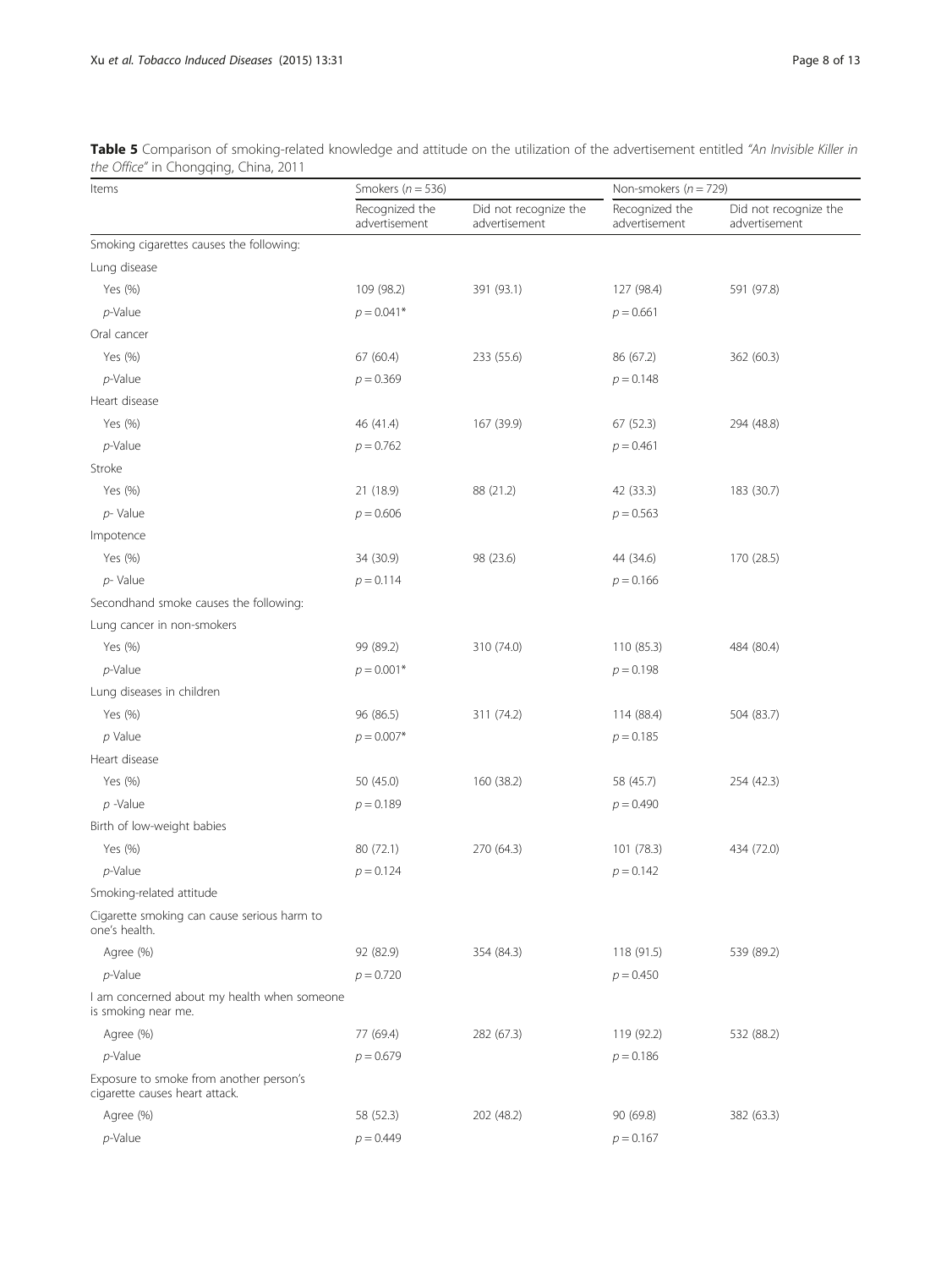**Table 5** Comparison of smoking-related knowledge and attitude on the utilization of the advertisement entitled *"An Invisible Killer in the Office"* in Chongqing, China, 2011

| Items | Smokers ($n = 536$) | | Non-smokers ($n = 729$) | |
|---|---|---|---|---|
| | Recognized the advertisement | Did not recognize the advertisement | Recognized the advertisement | Did not recognize the advertisement |
| Smoking cigarettes causes the following: | | | | |
| Lung disease | | | | |
| Yes (%) | 109 (98.2) | 391 (93.1) | 127 (98.4) | 591 (97.8) |
| *p*-Value | $p = 0.041$* | | $p = 0.661$ | |
| Oral cancer | | | | |
| Yes (%) | 67 (60.4) | 233 (55.6) | 86 (67.2) | 362 (60.3) |
| *p*-Value | $p = 0.369$ | | $p = 0.148$ | |
| Heart disease | | | | |
| Yes (%) | 46 (41.4) | 167 (39.9) | 67 (52.3) | 294 (48.8) |
| *p*-Value | $p = 0.762$ | | $p = 0.461$ | |
| Stroke | | | | |
| Yes (%) | 21 (18.9) | 88 (21.2) | 42 (33.3) | 183 (30.7) |
| *p*- Value | $p = 0.606$ | | $p = 0.563$ | |
| Impotence | | | | |
| Yes (%) | 34 (30.9) | 98 (23.6) | 44 (34.6) | 170 (28.5) |
| *p*- Value | $p = 0.114$ | | $p = 0.166$ | |
| Secondhand smoke causes the following: | | | | |
| Lung cancer in non-smokers | | | | |
| Yes (%) | 99 (89.2) | 310 (74.0) | 110 (85.3) | 484 (80.4) |
| *p*-Value | $p = 0.001$* | | $p = 0.198$ | |
| Lung diseases in children | | | | |
| Yes (%) | 96 (86.5) | 311 (74.2) | 114 (88.4) | 504 (83.7) |
| *p* Value | $p = 0.007$* | | $p = 0.185$ | |
| Heart disease | | | | |
| Yes (%) | 50 (45.0) | 160 (38.2) | 58 (45.7) | 254 (42.3) |
| *p* -Value | $p = 0.189$ | | $p = 0.490$ | |
| Birth of low-weight babies | | | | |
| Yes (%) | 80 (72.1) | 270 (64.3) | 101 (78.3) | 434 (72.0) |
| *p*-Value | $p = 0.124$ | | $p = 0.142$ | |
| Smoking-related attitude | | | | |
| Cigarette smoking can cause serious harm to one's health. | | | | |
| Agree (%) | 92 (82.9) | 354 (84.3) | 118 (91.5) | 539 (89.2) |
| *p*-Value | $p = 0.720$ | | $p = 0.450$ | |
| I am concerned about my health when someone is smoking near me. | | | | |
| Agree (%) | 77 (69.4) | 282 (67.3) | 119 (92.2) | 532 (88.2) |
| *p*-Value | $p = 0.679$ | | $p = 0.186$ | |
| Exposure to smoke from another person's cigarette causes heart attack. | | | | |
| Agree (%) | 58 (52.3) | 202 (48.2) | 90 (69.8) | 382 (63.3) |
| *p*-Value | $p = 0.449$ | | $p = 0.167$ | |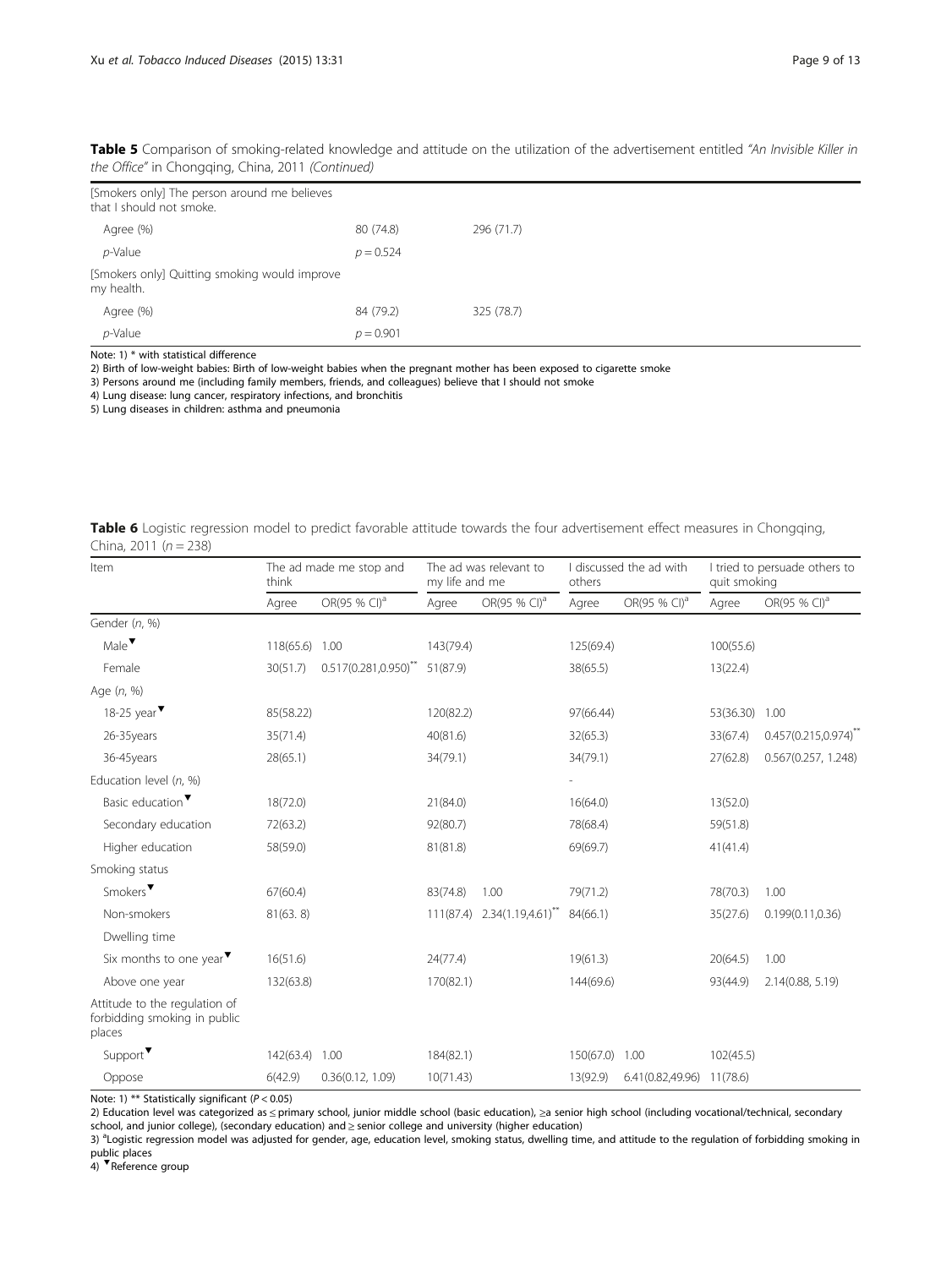**Table 5** Comparison of smoking-related knowledge and attitude on the utilization of the advertisement entitled *"An Invisible Killer in the Office"* in Chongqing, China, 2011 *(Continued)*

| | | |
|---|---|---|
| [Smokers only] The person around me believes that I should not smoke. | | |
| Agree (%) | 80 (74.8) | 296 (71.7) |
| *p*-Value | $p = 0.524$ | |
| [Smokers only] Quitting smoking would improve my health. | | |
| Agree (%) | 84 (79.2) | 325 (78.7) |
| *p*-Value | $p = 0.901$ | |

Note: 1) * with statistical difference
2) Birth of low-weight babies: Birth of low-weight babies when the pregnant mother has been exposed to cigarette smoke
3) Persons around me (including family members, friends, and colleagues) believe that I should not smoke
4) Lung disease: lung cancer, respiratory infections, and bronchitis
5) Lung diseases in children: asthma and pneumonia

**Table 6** Logistic regression model to predict favorable attitude towards the four advertisement effect measures in Chongqing, China, 2011 ($n = 238$)

| Item | The ad made me stop and think | | The ad was relevant to my life and me | | I discussed the ad with others | | I tried to persuade others to quit smoking | |
|---|---|---|---|---|---|---|---|---|
| | Agree | OR(95 % CI)[a] | Agree | OR(95 % CI)[a] | Agree | OR(95 % CI)[a] | Agree | OR(95 % CI)[a] |
| Gender (*n*, %) | | | | | | | | |
| Male▼ | 118(65.6) | 1.00 | 143(79.4) | | 125(69.4) | | 100(55.6) | |
| Female | 30(51.7) | 0.517(0.281,0.950)** | 51(87.9) | | 38(65.5) | | 13(22.4) | |
| Age (*n*, %) | | | | | | | | |
| 18-25 year▼ | 85(58.22) | | 120(82.2) | | 97(66.44) | | 53(36.30) | 1.00 |
| 26-35years | 35(71.4) | | 40(81.6) | | 32(65.3) | | 33(67.4) | 0.457(0.215,0.974)** |
| 36-45years | 28(65.1) | | 34(79.1) | | 34(79.1) | | 27(62.8) | 0.567(0.257, 1.248) |
| Education level (*n*, %) | | | | | - | | | |
| Basic education▼ | 18(72.0) | | 21(84.0) | | 16(64.0) | | 13(52.0) | |
| Secondary education | 72(63.2) | | 92(80.7) | | 78(68.4) | | 59(51.8) | |
| Higher education | 58(59.0) | | 81(81.8) | | 69(69.7) | | 41(41.4) | |
| Smoking status | | | | | | | | |
| Smokers▼ | 67(60.4) | | 83(74.8) | 1.00 | 79(71.2) | | 78(70.3) | 1.00 |
| Non-smokers | 81(63. 8) | | 111(87.4) | 2.34(1.19,4.61)** | 84(66.1) | | 35(27.6) | 0.199(0.11,0.36) |
| Dwelling time | | | | | | | | |
| Six months to one year▼ | 16(51.6) | | 24(77.4) | | 19(61.3) | | 20(64.5) | 1.00 |
| Above one year | 132(63.8) | | 170(82.1) | | 144(69.6) | | 93(44.9) | 2.14(0.88, 5.19) |
| Attitude to the regulation of forbidding smoking in public places | | | | | | | | |
| Support▼ | 142(63.4) | 1.00 | 184(82.1) | | 150(67.0) | 1.00 | 102(45.5) | |
| Oppose | 6(42.9) | 0.36(0.12, 1.09) | 10(71.43) | | 13(92.9) | 6.41(0.82,49.96) | 11(78.6) | |

Note: 1) ** Statistically significant ($P < 0.05$)
2) Education level was categorized as ≤ primary school, junior middle school (basic education), ≥a senior high school (including vocational/technical, secondary school, and junior college), (secondary education) and ≥ senior college and university (higher education)
3) [a]Logistic regression model was adjusted for gender, age, education level, smoking status, dwelling time, and attitude to the regulation of forbidding smoking in public places
4) ▼Reference group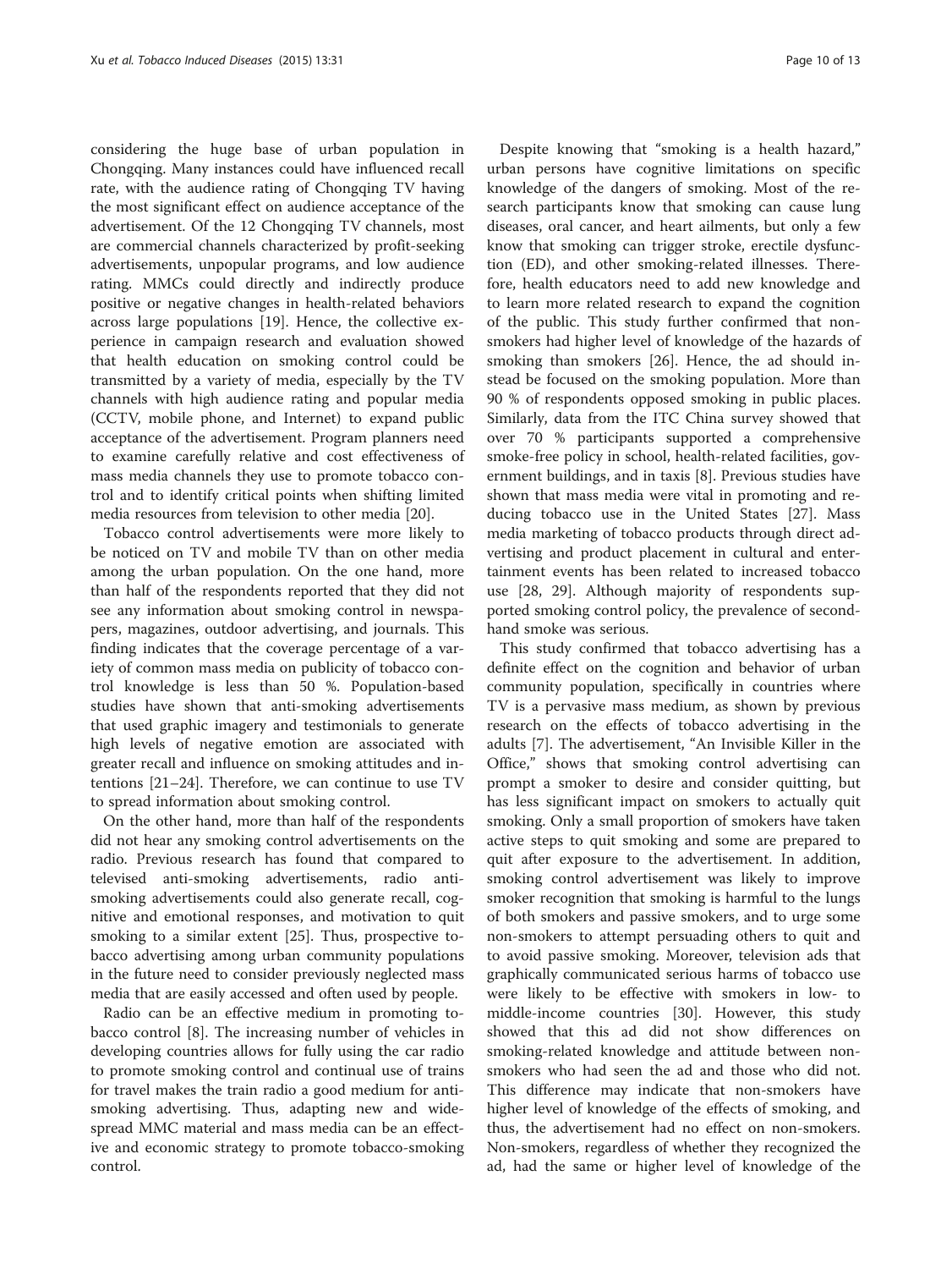considering the huge base of urban population in Chongqing. Many instances could have influenced recall rate, with the audience rating of Chongqing TV having the most significant effect on audience acceptance of the advertisement. Of the 12 Chongqing TV channels, most are commercial channels characterized by profit-seeking advertisements, unpopular programs, and low audience rating. MMCs could directly and indirectly produce positive or negative changes in health-related behaviors across large populations [19]. Hence, the collective experience in campaign research and evaluation showed that health education on smoking control could be transmitted by a variety of media, especially by the TV channels with high audience rating and popular media (CCTV, mobile phone, and Internet) to expand public acceptance of the advertisement. Program planners need to examine carefully relative and cost effectiveness of mass media channels they use to promote tobacco control and to identify critical points when shifting limited media resources from television to other media [20].

Tobacco control advertisements were more likely to be noticed on TV and mobile TV than on other media among the urban population. On the one hand, more than half of the respondents reported that they did not see any information about smoking control in newspapers, magazines, outdoor advertising, and journals. This finding indicates that the coverage percentage of a variety of common mass media on publicity of tobacco control knowledge is less than 50 %. Population-based studies have shown that anti-smoking advertisements that used graphic imagery and testimonials to generate high levels of negative emotion are associated with greater recall and influence on smoking attitudes and intentions [21–24]. Therefore, we can continue to use TV to spread information about smoking control.

On the other hand, more than half of the respondents did not hear any smoking control advertisements on the radio. Previous research has found that compared to televised anti-smoking advertisements, radio anti-smoking advertisements could also generate recall, cognitive and emotional responses, and motivation to quit smoking to a similar extent [25]. Thus, prospective tobacco advertising among urban community populations in the future need to consider previously neglected mass media that are easily accessed and often used by people.

Radio can be an effective medium in promoting tobacco control [8]. The increasing number of vehicles in developing countries allows for fully using the car radio to promote smoking control and continual use of trains for travel makes the train radio a good medium for anti-smoking advertising. Thus, adapting new and widespread MMC material and mass media can be an effective and economic strategy to promote tobacco-smoking control.

Despite knowing that "smoking is a health hazard," urban persons have cognitive limitations on specific knowledge of the dangers of smoking. Most of the research participants know that smoking can cause lung diseases, oral cancer, and heart ailments, but only a few know that smoking can trigger stroke, erectile dysfunction (ED), and other smoking-related illnesses. Therefore, health educators need to add new knowledge and to learn more related research to expand the cognition of the public. This study further confirmed that non-smokers had higher level of knowledge of the hazards of smoking than smokers [26]. Hence, the ad should instead be focused on the smoking population. More than 90 % of respondents opposed smoking in public places. Similarly, data from the ITC China survey showed that over 70 % participants supported a comprehensive smoke-free policy in school, health-related facilities, government buildings, and in taxis [8]. Previous studies have shown that mass media were vital in promoting and reducing tobacco use in the United States [27]. Mass media marketing of tobacco products through direct advertising and product placement in cultural and entertainment events has been related to increased tobacco use [28, 29]. Although majority of respondents supported smoking control policy, the prevalence of second-hand smoke was serious.

This study confirmed that tobacco advertising has a definite effect on the cognition and behavior of urban community population, specifically in countries where TV is a pervasive mass medium, as shown by previous research on the effects of tobacco advertising in the adults [7]. The advertisement, "An Invisible Killer in the Office," shows that smoking control advertising can prompt a smoker to desire and consider quitting, but has less significant impact on smokers to actually quit smoking. Only a small proportion of smokers have taken active steps to quit smoking and some are prepared to quit after exposure to the advertisement. In addition, smoking control advertisement was likely to improve smoker recognition that smoking is harmful to the lungs of both smokers and passive smokers, and to urge some non-smokers to attempt persuading others to quit and to avoid passive smoking. Moreover, television ads that graphically communicated serious harms of tobacco use were likely to be effective with smokers in low- to middle-income countries [30]. However, this study showed that this ad did not show differences on smoking-related knowledge and attitude between non-smokers who had seen the ad and those who did not. This difference may indicate that non-smokers have higher level of knowledge of the effects of smoking, and thus, the advertisement had no effect on non-smokers. Non-smokers, regardless of whether they recognized the ad, had the same or higher level of knowledge of the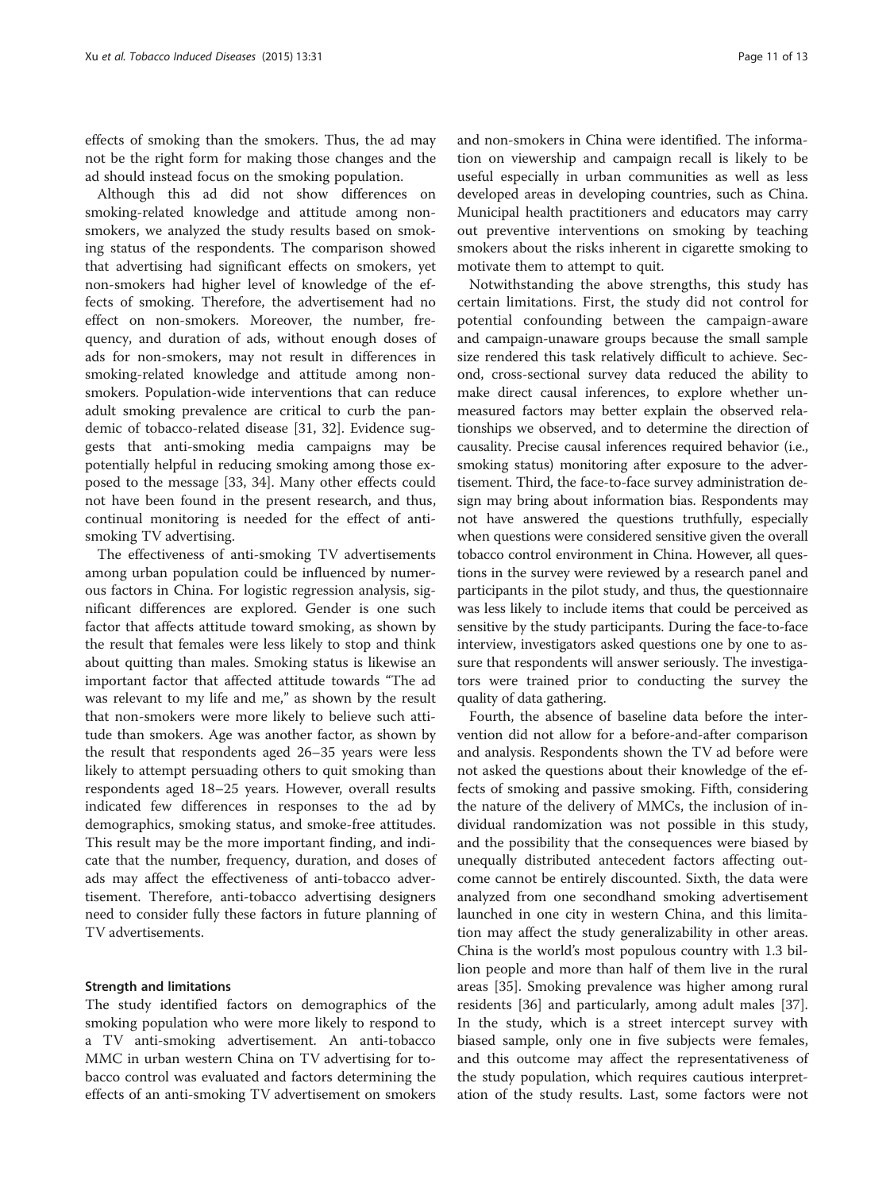effects of smoking than the smokers. Thus, the ad may not be the right form for making those changes and the ad should instead focus on the smoking population.

Although this ad did not show differences on smoking-related knowledge and attitude among non-smokers, we analyzed the study results based on smoking status of the respondents. The comparison showed that advertising had significant effects on smokers, yet non-smokers had higher level of knowledge of the effects of smoking. Therefore, the advertisement had no effect on non-smokers. Moreover, the number, frequency, and duration of ads, without enough doses of ads for non-smokers, may not result in differences in smoking-related knowledge and attitude among non-smokers. Population-wide interventions that can reduce adult smoking prevalence are critical to curb the pandemic of tobacco-related disease [31, 32]. Evidence suggests that anti-smoking media campaigns may be potentially helpful in reducing smoking among those exposed to the message [33, 34]. Many other effects could not have been found in the present research, and thus, continual monitoring is needed for the effect of anti-smoking TV advertising.

The effectiveness of anti-smoking TV advertisements among urban population could be influenced by numerous factors in China. For logistic regression analysis, significant differences are explored. Gender is one such factor that affects attitude toward smoking, as shown by the result that females were less likely to stop and think about quitting than males. Smoking status is likewise an important factor that affected attitude towards "The ad was relevant to my life and me," as shown by the result that non-smokers were more likely to believe such attitude than smokers. Age was another factor, as shown by the result that respondents aged 26–35 years were less likely to attempt persuading others to quit smoking than respondents aged 18–25 years. However, overall results indicated few differences in responses to the ad by demographics, smoking status, and smoke-free attitudes. This result may be the more important finding, and indicate that the number, frequency, duration, and doses of ads may affect the effectiveness of anti-tobacco advertisement. Therefore, anti-tobacco advertising designers need to consider fully these factors in future planning of TV advertisements.

#### Strength and limitations

The study identified factors on demographics of the smoking population who were more likely to respond to a TV anti-smoking advertisement. An anti-tobacco MMC in urban western China on TV advertising for tobacco control was evaluated and factors determining the effects of an anti-smoking TV advertisement on smokers and non-smokers in China were identified. The information on viewership and campaign recall is likely to be useful especially in urban communities as well as less developed areas in developing countries, such as China. Municipal health practitioners and educators may carry out preventive interventions on smoking by teaching smokers about the risks inherent in cigarette smoking to motivate them to attempt to quit.

Notwithstanding the above strengths, this study has certain limitations. First, the study did not control for potential confounding between the campaign-aware and campaign-unaware groups because the small sample size rendered this task relatively difficult to achieve. Second, cross-sectional survey data reduced the ability to make direct causal inferences, to explore whether unmeasured factors may better explain the observed relationships we observed, and to determine the direction of causality. Precise causal inferences required behavior (i.e., smoking status) monitoring after exposure to the advertisement. Third, the face-to-face survey administration design may bring about information bias. Respondents may not have answered the questions truthfully, especially when questions were considered sensitive given the overall tobacco control environment in China. However, all questions in the survey were reviewed by a research panel and participants in the pilot study, and thus, the questionnaire was less likely to include items that could be perceived as sensitive by the study participants. During the face-to-face interview, investigators asked questions one by one to assure that respondents will answer seriously. The investigators were trained prior to conducting the survey the quality of data gathering.

Fourth, the absence of baseline data before the intervention did not allow for a before-and-after comparison and analysis. Respondents shown the TV ad before were not asked the questions about their knowledge of the effects of smoking and passive smoking. Fifth, considering the nature of the delivery of MMCs, the inclusion of individual randomization was not possible in this study, and the possibility that the consequences were biased by unequally distributed antecedent factors affecting outcome cannot be entirely discounted. Sixth, the data were analyzed from one secondhand smoking advertisement launched in one city in western China, and this limitation may affect the study generalizability in other areas. China is the world's most populous country with 1.3 billion people and more than half of them live in the rural areas [35]. Smoking prevalence was higher among rural residents [36] and particularly, among adult males [37]. In the study, which is a street intercept survey with biased sample, only one in five subjects were females, and this outcome may affect the representativeness of the study population, which requires cautious interpretation of the study results. Last, some factors were not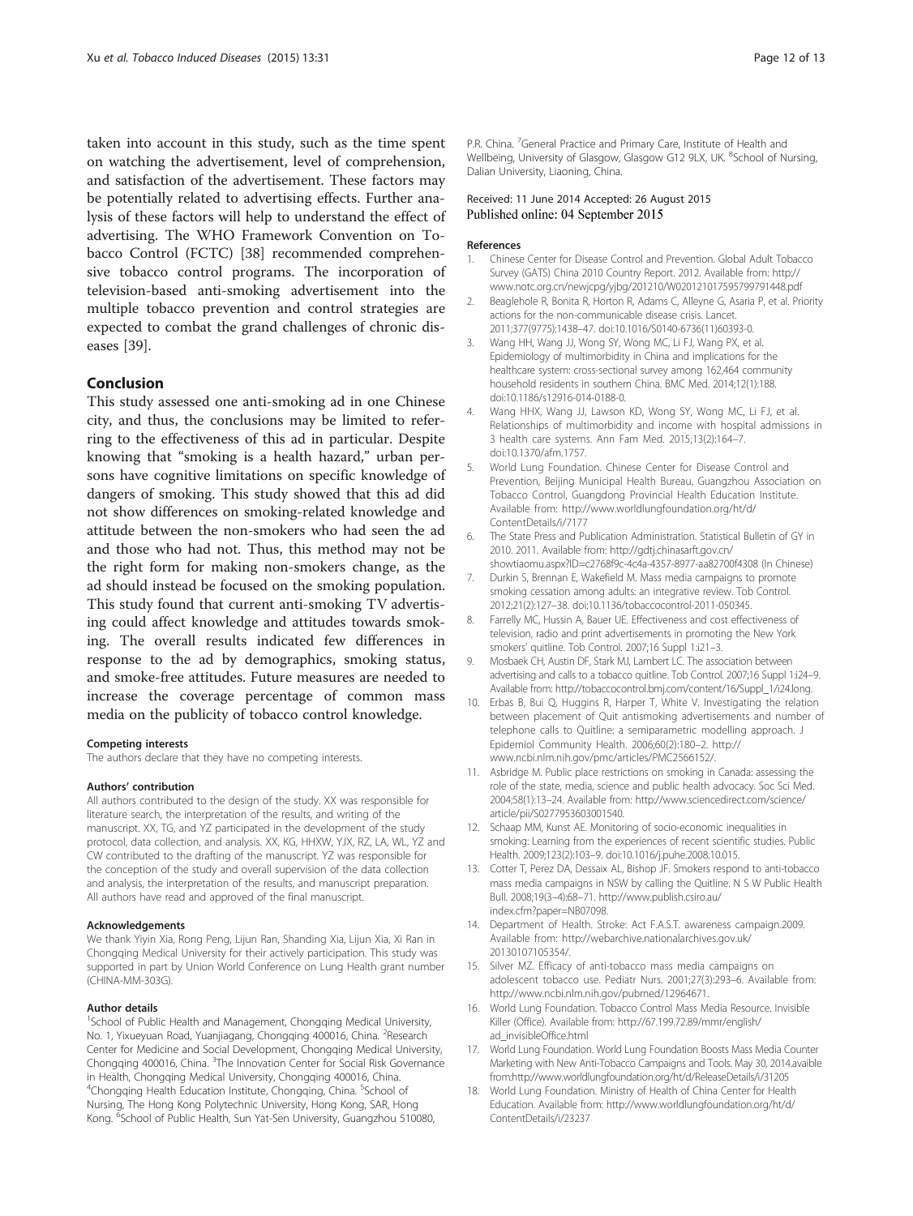taken into account in this study, such as the time spent on watching the advertisement, level of comprehension, and satisfaction of the advertisement. These factors may be potentially related to advertising effects. Further analysis of these factors will help to understand the effect of advertising. The WHO Framework Convention on Tobacco Control (FCTC) [38] recommended comprehensive tobacco control programs. The incorporation of television-based anti-smoking advertisement into the multiple tobacco prevention and control strategies are expected to combat the grand challenges of chronic diseases [39].

## Conclusion

This study assessed one anti-smoking ad in one Chinese city, and thus, the conclusions may be limited to referring to the effectiveness of this ad in particular. Despite knowing that "smoking is a health hazard," urban persons have cognitive limitations on specific knowledge of dangers of smoking. This study showed that this ad did not show differences on smoking-related knowledge and attitude between the non-smokers who had seen the ad and those who had not. Thus, this method may not be the right form for making non-smokers change, as the ad should instead be focused on the smoking population. This study found that current anti-smoking TV advertising could affect knowledge and attitudes towards smoking. The overall results indicated few differences in response to the ad by demographics, smoking status, and smoke-free attitudes. Future measures are needed to increase the coverage percentage of common mass media on the publicity of tobacco control knowledge.

#### Competing interests

The authors declare that they have no competing interests.

#### Authors' contribution

All authors contributed to the design of the study. XX was responsible for literature search, the interpretation of the results, and writing of the manuscript. XX, TG, and YZ participated in the development of the study protocol, data collection, and analysis. XX, KG, HHXW, YJX, RZ, LA, WL, YZ and CW contributed to the drafting of the manuscript. YZ was responsible for the conception of the study and overall supervision of the data collection and analysis, the interpretation of the results, and manuscript preparation. All authors have read and approved of the final manuscript.

#### Acknowledgements

We thank Yiyin Xia, Rong Peng, Lijun Ran, Shanding Xia, Lijun Xia, Xi Ran in Chongqing Medical University for their actively participation. This study was supported in part by Union World Conference on Lung Health grant number (CHINA-MM-303G).

#### Author details

[1]School of Public Health and Management, Chongqing Medical University, No. 1, Yixueyuan Road, Yuanjiagang, Chongqing 400016, China. [2]Research Center for Medicine and Social Development, Chongqing Medical University, Chongqing 400016, China. [3]The Innovation Center for Social Risk Governance in Health, Chongqing Medical University, Chongqing 400016, China. [4]Chongqing Health Education Institute, Chongqing, China. [5]School of Nursing, The Hong Kong Polytechnic University, Hong Kong, SAR, Hong Kong. [6]School of Public Health, Sun Yat-Sen University, Guangzhou 510080, P.R. China. [7]General Practice and Primary Care, Institute of Health and Wellbeing, University of Glasgow, Glasgow G12 9LX, UK. [8]School of Nursing, Dalian University, Liaoning, China.

Received: 11 June 2014 Accepted: 26 August 2015
Published online: 04 September 2015

#### References

1. Chinese Center for Disease Control and Prevention. Global Adult Tobacco Survey (GATS) China 2010 Country Report. 2012. Available from: http://www.notc.org.cn/newjcpg/yjbg/201210/W020121017595799791448.pdf
2. Beaglehole R, Bonita R, Horton R, Adams C, Alleyne G, Asaria P, et al. Priority actions for the non-communicable disease crisis. Lancet. 2011;377(9775):1438–47. doi:10.1016/S0140-6736(11)60393-0.
3. Wang HH, Wang JJ, Wong SY, Wong MC, Li FJ, Wang PX, et al. Epidemiology of multimorbidity in China and implications for the healthcare system: cross-sectional survey among 162,464 community household residents in southern China. BMC Med. 2014;12(1):188. doi:10.1186/s12916-014-0188-0.
4. Wang HHX, Wang JJ, Lawson KD, Wong SY, Wong MC, Li FJ, et al. Relationships of multimorbidity and income with hospital admissions in 3 health care systems. Ann Fam Med. 2015;13(2):164–7. doi:10.1370/afm.1757.
5. World Lung Foundation. Chinese Center for Disease Control and Prevention, Beijing Municipal Health Bureau, Guangzhou Association on Tobacco Control, Guangdong Provincial Health Education Institute. Available from: http://www.worldlungfoundation.org/ht/d/ContentDetails/i/7177
6. The State Press and Publication Administration. Statistical Bulletin of GY in 2010. 2011. Available from: http://gdtj.chinasarft.gov.cn/showtiaomu.aspx?ID=c2768f9c-4c4a-4357-8977-aa82700f4308 (In Chinese)
7. Durkin S, Brennan E, Wakefield M. Mass media campaigns to promote smoking cessation among adults: an integrative review. Tob Control. 2012;21(2):127–38. doi:10.1136/tobaccocontrol-2011-050345.
8. Farrelly MC, Hussin A, Bauer UE. Effectiveness and cost effectiveness of television, radio and print advertisements in promoting the New York smokers' quitline. Tob Control. 2007;16 Suppl 1:i21–3.
9. Mosbaek CH, Austin DF, Stark MJ, Lambert LC. The association between advertising and calls to a tobacco quitline. Tob Control. 2007;16 Suppl 1:i24–9. Available from: http://tobaccocontrol.bmj.com/content/16/Suppl_1/i24.long.
10. Erbas B, Bui Q, Huggins R, Harper T, White V. Investigating the relation between placement of Quit antismoking advertisements and number of telephone calls to Quitline: a semiparametric modelling approach. J Epidemiol Community Health. 2006;60(2):180–2. http://www.ncbi.nlm.nih.gov/pmc/articles/PMC2566152/.
11. Asbridge M. Public place restrictions on smoking in Canada: assessing the role of the state, media, science and public health advocacy. Soc Sci Med. 2004;58(1):13–24. Available from: http://www.sciencedirect.com/science/article/pii/S0277953603001540.
12. Schaap MM, Kunst AE. Monitoring of socio-economic inequalities in smoking: Learning from the experiences of recent scientific studies. Public Health. 2009;123(2):103–9. doi:10.1016/j.puhe.2008.10.015.
13. Cotter T, Perez DA, Dessaix AL, Bishop JF. Smokers respond to anti-tobacco mass media campaigns in NSW by calling the Quitline. N S W Public Health Bull. 2008;19(3–4):68–71. http://www.publish.csiro.au/index.cfm?paper=NB07098.
14. Department of Health. Stroke: Act F.A.S.T. awareness campaign.2009. Available from: http://webarchive.nationalarchives.gov.uk/20130107105354/.
15. Silver MZ. Efficacy of anti-tobacco mass media campaigns on adolescent tobacco use. Pediatr Nurs. 2001;27(3):293–6. Available from: http://www.ncbi.nlm.nih.gov/pubmed/12964671.
16. World Lung Foundation. Tobacco Control Mass Media Resource. Invisible Killer (Office). Available from: http://67.199.72.89/mmr/english/ad_invisibleOffice.html
17. World Lung Foundation. World Lung Foundation Boosts Mass Media Counter Marketing with New Anti-Tobacco Campaigns and Tools. May 30, 2014.avaible from:http://www.worldlungfoundation.org/ht/d/ReleaseDetails/i/31205
18. World Lung Foundation. Ministry of Health of China Center for Health Education. Available from: http://www.worldlungfoundation.org/ht/d/ContentDetails/i/23237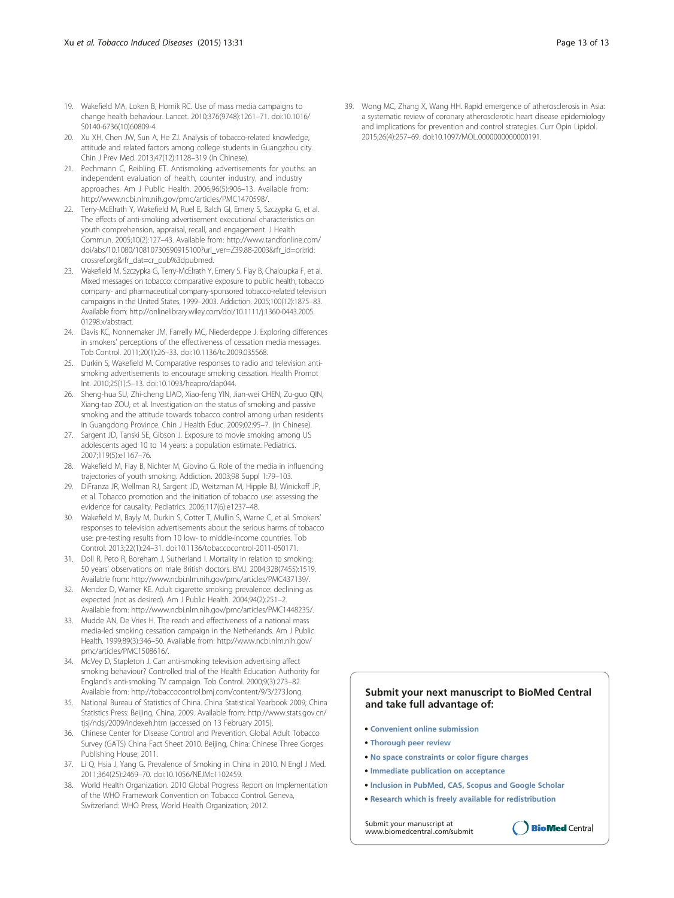19. Wakefield MA, Loken B, Hornik RC. Use of mass media campaigns to change health behaviour. Lancet. 2010;376(9748):1261–71. doi:10.1016/S0140-6736(10)60809-4.
20. Xu XH, Chen JW, Sun A, He ZJ. Analysis of tobacco-related knowledge, attitude and related factors among college students in Guangzhou city. Chin J Prev Med. 2013;47(12):1128–319 (In Chinese).
21. Pechmann C, Reibling ET. Antismoking advertisements for youths: an independent evaluation of health, counter industry, and industry approaches. Am J Public Health. 2006;96(5):906–13. Available from: http://www.ncbi.nlm.nih.gov/pmc/articles/PMC1470598/.
22. Terry-McElrath Y, Wakefield M, Ruel E, Balch GI, Emery S, Szczypka G, et al. The effects of anti-smoking advertisement executional characteristics on youth comprehension, appraisal, recall, and engagement. J Health Commun. 2005;10(2):127–43. Available from: http://www.tandfonline.com/doi/abs/10.1080/10810730590915100?url_ver=Z39.88-2003&rfr_id=ori:rid:crossref.org&rfr_dat=cr_pub%3dpubmed.
23. Wakefield M, Szczypka G, Terry-McElrath Y, Emery S, Flay B, Chaloupka F, et al. Mixed messages on tobacco: comparative exposure to public health, tobacco company- and pharmaceutical company-sponsored tobacco-related television campaigns in the United States, 1999–2003. Addiction. 2005;100(12):1875–83. Available from: http://onlinelibrary.wiley.com/doi/10.1111/j.1360-0443.2005.01298.x/abstract.
24. Davis KC, Nonnemaker JM, Farrelly MC, Niederdeppe J. Exploring differences in smokers' perceptions of the effectiveness of cessation media messages. Tob Control. 2011;20(1):26–33. doi:10.1136/tc.2009.035568.
25. Durkin S, Wakefield M. Comparative responses to radio and television anti-smoking advertisements to encourage smoking cessation. Health Promot Int. 2010;25(1):5–13. doi:10.1093/heapro/dap044.
26. Sheng-hua SU, Zhi-cheng LIAO, Xiao-feng YIN, Jian-wei CHEN, Zu-guo QIN, Xiang-tao ZOU, et al. Investigation on the status of smoking and passive smoking and the attitude towards tobacco control among urban residents in Guangdong Province. Chin J Health Educ. 2009;02:95–7. (In Chinese).
27. Sargent JD, Tanski SE, Gibson J. Exposure to movie smoking among US adolescents aged 10 to 14 years: a population estimate. Pediatrics. 2007;119(5):e1167–76.
28. Wakefield M, Flay B, Nichter M, Giovino G. Role of the media in influencing trajectories of youth smoking. Addiction. 2003;98 Suppl 1:79–103.
29. DiFranza JR, Wellman RJ, Sargent JD, Weitzman M, Hipple BJ, Winickoff JP, et al. Tobacco promotion and the initiation of tobacco use: assessing the evidence for causality. Pediatrics. 2006;117(6):e1237–48.
30. Wakefield M, Bayly M, Durkin S, Cotter T, Mullin S, Warne C, et al. Smokers' responses to television advertisements about the serious harms of tobacco use: pre-testing results from 10 low- to middle-income countries. Tob Control. 2013;22(1):24–31. doi:10.1136/tobaccocontrol-2011-050171.
31. Doll R, Peto R, Boreham J, Sutherland I. Mortality in relation to smoking: 50 years' observations on male British doctors. BMJ. 2004;328(7455):1519. Available from: http://www.ncbi.nlm.nih.gov/pmc/articles/PMC437139/.
32. Mendez D, Warner KE. Adult cigarette smoking prevalence: declining as expected (not as desired). Am J Public Health. 2004;94(2):251–2. Available from: http://www.ncbi.nlm.nih.gov/pmc/articles/PMC1448235/.
33. Mudde AN, De Vries H. The reach and effectiveness of a national mass media-led smoking cessation campaign in the Netherlands. Am J Public Health. 1999;89(3):346–50. Available from: http://www.ncbi.nlm.nih.gov/pmc/articles/PMC1508616/.
34. McVey D, Stapleton J. Can anti-smoking television advertising affect smoking behaviour? Controlled trial of the Health Education Authority for England's anti-smoking TV campaign. Tob Control. 2000;9(3):273–82. Available from: http://tobaccocontrol.bmj.com/content/9/3/273.long.
35. National Bureau of Statistics of China. China Statistical Yearbook 2009; China Statistics Press: Beijing, China, 2009. Available from: http://www.stats.gov.cn/tjsj/ndsj/2009/indexeh.htm (accessed on 13 February 2015).
36. Chinese Center for Disease Control and Prevention. Global Adult Tobacco Survey (GATS) China Fact Sheet 2010. Beijing, China: Chinese Three Gorges Publishing House; 2011.
37. Li Q, Hsia J, Yang G. Prevalence of Smoking in China in 2010. N Engl J Med. 2011;364(25):2469–70. doi:10.1056/NEJMc1102459.
38. World Health Organization. 2010 Global Progress Report on Implementation of the WHO Framework Convention on Tobacco Control. Geneva, Switzerland: WHO Press, World Health Organization; 2012.
39. Wong MC, Zhang X, Wang HH. Rapid emergence of atherosclerosis in Asia: a systematic review of coronary atherosclerotic heart disease epidemiology and implications for prevention and control strategies. Curr Opin Lipidol. 2015;26(4):257–69. doi:10.1097/MOL.0000000000000191.

**Submit your next manuscript to BioMed Central and take full advantage of:**

- **Convenient online submission**
- **Thorough peer review**
- **No space constraints or color figure charges**
- **Immediate publication on acceptance**
- **Inclusion in PubMed, CAS, Scopus and Google Scholar**
- **Research which is freely available for redistribution**

Submit your manuscript at www.biomedcentral.com/submit

BioMed Central